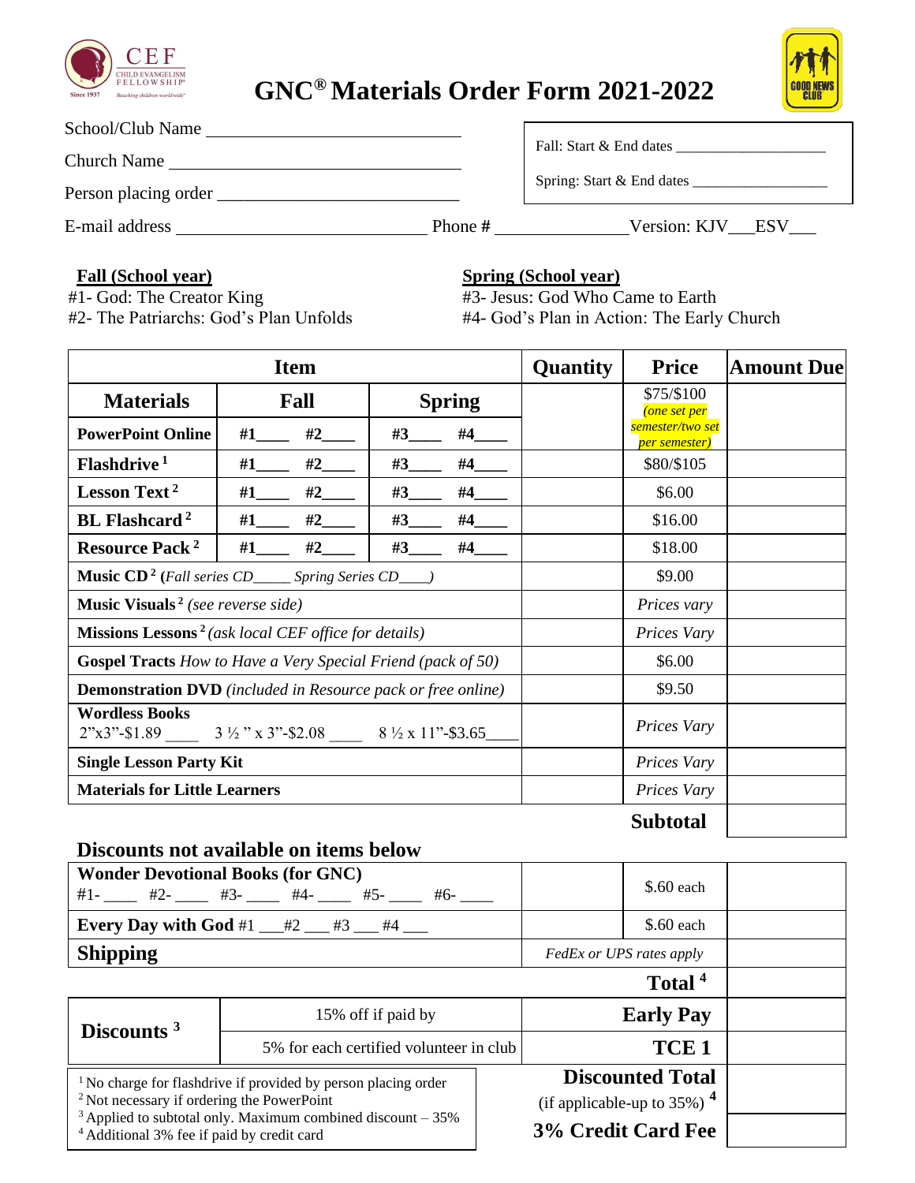# GNC® Materials Order Form 2021-2022

School/Club Name ______________________________

Church Name ______________________________

Person placing order ______________________________

E-mail address ______________________________ Phone # ________________ Version: KJV___ESV___

Fall: Start & End dates ____________________

Spring: Start & End dates __________________

**Fall (School year)**
#1- God: The Creator King
#2- The Patriarchs: God's Plan Unfolds

**Spring (School year)**
#3- Jesus: God Who Came to Earth
#4- God's Plan in Action: The Early Church

| Item | | | Quantity | Price | Amount Due |
|---|---|---|---|---|---|
| **Materials** | **Fall** | **Spring** | | $75/$100 *(one set per semester/two set per semester)* | |
| **PowerPoint Online** | #1____ #2____ | #3____ #4____ | | | |
| **Flashdrive** [1] | #1____ #2____ | #3____ #4____ | | $80/$105 | |
| **Lesson Text** [2] | #1____ #2____ | #3____ #4____ | | $6.00 | |
| **BL Flashcard** [2] | #1____ #2____ | #3____ #4____ | | $16.00 | |
| **Resource Pack** [2] | #1____ #2____ | #3____ #4____ | | $18.00 | |
| **Music CD** [2] (*Fall series CD_____ Spring Series CD____*) | | | | $9.00 | |
| **Music Visuals** [2] *(see reverse side)* | | | | *Prices vary* | |
| **Missions Lessons** [2] *(ask local CEF office for details)* | | | | *Prices Vary* | |
| **Gospel Tracts** *How to Have a Very Special Friend (pack of 50)* | | | | $6.00 | |
| **Demonstration DVD** *(included in Resource pack or free online)* | | | | $9.50 | |
| **Wordless Books** 2"x3"-$1.89 ____ 3 ½ " x 3"-$2.08 ____ 8 ½ x 11"-$3.65____ | | | | *Prices Vary* | |
| **Single Lesson Party Kit** | | | | *Prices Vary* | |
| **Materials for Little Learners** | | | | *Prices Vary* | |
| | | | | **Subtotal** | |

## Discounts not available on items below

| Item | Quantity | Price | Amount Due |
|---|---|---|---|
| **Wonder Devotional Books (for GNC)** #1- ____ #2- ____ #3- ____ #4- ____ #5- ____ #6- ____ | | $.60 each | |
| **Every Day with God** #1 ___#2 ___ #3 ___ #4 ___ | | $.60 each | |
| **Shipping** | *FedEx or UPS rates apply* | | |
| | | **Total** [4] | |

| | | | |
|---|---|---|---|
| **Discounts** [3] | 15% off if paid by | **Early Pay** | |
| | 5% for each certified volunteer in club | **TCE 1** | |
| | | **Discounted Total** (if applicable-up to 35%) [4] | |
| | | **3% Credit Card Fee** | |

[1] No charge for flashdrive if provided by person placing order
[2] Not necessary if ordering the PowerPoint
[3] Applied to subtotal only. Maximum combined discount – 35%
[4] Additional 3% fee if paid by credit card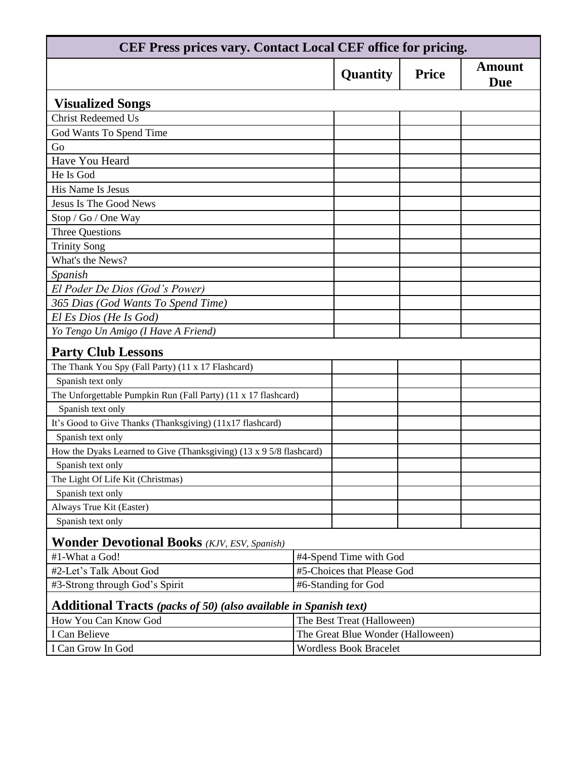| CEF Press prices vary. Contact Local CEF office for pricing. | | | |
|---|---|---|---|
| | **Quantity** | **Price** | **Amount Due** |
| **Visualized Songs** | | | |
| Christ Redeemed Us | | | |
| God Wants To Spend Time | | | |
| Go | | | |
| Have You Heard | | | |
| He Is God | | | |
| His Name Is Jesus | | | |
| Jesus Is The Good News | | | |
| Stop / Go / One Way | | | |
| Three Questions | | | |
| Trinity Song | | | |
| What's the News? | | | |
| *Spanish* | | | |
| *El Poder De Dios (God's Power)* | | | |
| *365 Dias (God Wants To Spend Time)* | | | |
| *El Es Dios (He Is God)* | | | |
| *Yo Tengo Un Amigo (I Have A Friend)* | | | |
| **Party Club Lessons** | | | |
| The Thank You Spy (Fall Party) (11 x 17 Flashcard) | | | |
| Spanish text only | | | |
| The Unforgettable Pumpkin Run (Fall Party) (11 x 17 flashcard) | | | |
| Spanish text only | | | |
| It's Good to Give Thanks (Thanksgiving) (11x17 flashcard) | | | |
| Spanish text only | | | |
| How the Dyaks Learned to Give (Thanksgiving) (13 x 9 5/8 flashcard) | | | |
| Spanish text only | | | |
| The Light Of Life Kit (Christmas) | | | |
| Spanish text only | | | |
| Always True Kit (Easter) | | | |
| Spanish text only | | | |

**Wonder Devotional Books** *(KJV, ESV, Spanish)*

| | |
|---|---|
| #1-What a God! | #4-Spend Time with God |
| #2-Let's Talk About God | #5-Choices that Please God |
| #3-Strong through God's Spirit | #6-Standing for God |

**Additional Tracts** ***(packs of 50) (also available in Spanish text)***

| | |
|---|---|
| How You Can Know God | The Best Treat (Halloween) |
| I Can Believe | The Great Blue Wonder (Halloween) |
| I Can Grow In God | Wordless Book Bracelet |